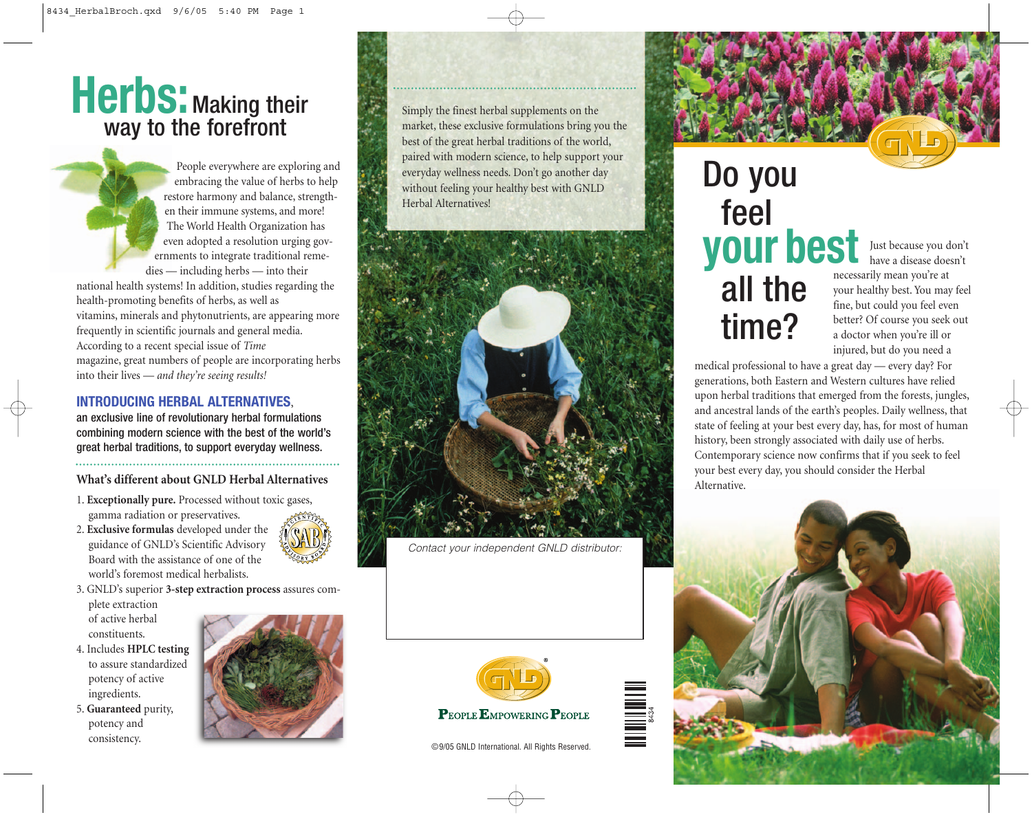# Herbs: Making their way to the forefront

People everywhere are exploring and embracing the value of herbs to help restore harmony and balance, strengthen their immune systems, and more! The World Health Organization has even adopted a resolution urging governments to integrate traditional remedies — including herbs — into their national health systems! In addition, studies regarding the health-promoting benefits of herbs, as well as vitamins, minerals and phytonutrients, are appearing more frequently in scientific journals and general media. According to a recent special issue of *Time* magazine, great numbers of people are incorporating herbs into their lives — *and they're seeing results!*

## INTRODUCING HERBAL ALTERNATIVES,

**an exclusive line of revolutionary herbal formulations combining modern science with the best of the world's great herbal traditions, to support everyday wellness.**

### What's different about GNLD Herbal Alternatives

1. **Exceptionally pure.** Processed without toxic gases, gamma radiation or preservatives.
2. **Exclusive formulas** developed under the guidance of GNLD's Scientific Advisory Board with the assistance of one of the world's foremost medical herbalists.
3. GNLD's superior **3-step extraction process** assures complete extraction of active herbal constituents.
4. Includes **HPLC testing** to assure standardized potency of active ingredients.
5. **Guaranteed** purity, potency and consistency.

Simply the finest herbal supplements on the market, these exclusive formulations bring you the best of the great herbal traditions of the world, paired with modern science, to help support your everyday wellness needs. Don't go another day without feeling your healthy best with GNLD Herbal Alternatives!

*Contact your independent GNLD distributor:*

GNLD®

PEOPLE EMPOWERING PEOPLE

©9/05 GNLD International. All Rights Reserved.

8434

# Do you feel your best all the time?

Just because you don't have a disease doesn't necessarily mean you're at your healthy best. You may feel fine, but could you feel even better? Of course you seek out a doctor when you're ill or injured, but do you need a medical professional to have a great day — every day? For generations, both Eastern and Western cultures have relied upon herbal traditions that emerged from the forests, jungles, and ancestral lands of the earth's peoples. Daily wellness, that state of feeling at your best every day, has, for most of human history, been strongly associated with daily use of herbs. Contemporary science now confirms that if you seek to feel your best every day, you should consider the Herbal Alternative.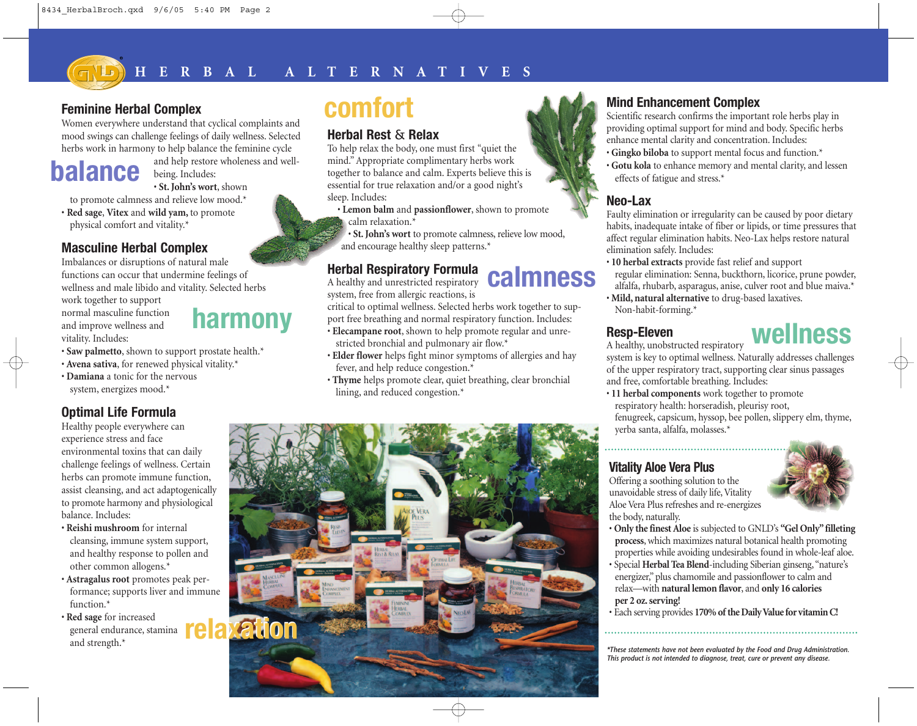# HERBAL ALTERNATIVES

## Feminine Herbal Complex

Women everywhere understand that cyclical complaints and mood swings can challenge feelings of daily wellness. Selected herbs work in harmony to help balance the feminine cycle and help restore wholeness and well-being. Includes:

balance

- **St. John's wort**, shown to promote calmness and relieve low mood.*
- **Red sage**, **Vitex** and **wild yam,** to promote physical comfort and vitality.*

## Masculine Herbal Complex

Imbalances or disruptions of natural male functions can occur that undermine feelings of wellness and male libido and vitality. Selected herbs work together to support normal masculine function and improve wellness and vitality. Includes:

harmony

- **Saw palmetto**, shown to support prostate health.*
- **Avena sativa**, for renewed physical vitality.*
- **Damiana** a tonic for the nervous system, energizes mood.*

## Optimal Life Formula

Healthy people everywhere can experience stress and face environmental toxins that can daily challenge feelings of wellness. Certain herbs can promote immune function, assist cleansing, and act adaptogenically to promote harmony and physiological balance. Includes:

- **Reishi mushroom** for internal cleansing, immune system support, and healthy response to pollen and other common allogens.*
- **Astragalus root** promotes peak performance; supports liver and immune function.*
- **Red sage** for increased general endurance, stamina and strength.*

relaxation

comfort

## Herbal Rest & Relax

To help relax the body, one must first "quiet the mind." Appropriate complimentary herbs work together to balance and calm. Experts believe this is essential for true relaxation and/or a good night's sleep. Includes:

- **Lemon balm** and **passionflower**, shown to promote calm relaxation.*
- **St. John's wort** to promote calmness, relieve low mood, and encourage healthy sleep patterns.*

## Herbal Respiratory Formula

calmness

A healthy and unrestricted respiratory system, free from allergic reactions, is critical to optimal wellness. Selected herbs work together to support free breathing and normal respiratory function. Includes:

- **Elecampane root**, shown to help promote regular and unrestricted bronchial and pulmonary air flow.*
- **Elder flower** helps fight minor symptoms of allergies and hay fever, and help reduce congestion.*
- **Thyme** helps promote clear, quiet breathing, clear bronchial lining, and reduced congestion.*

## Mind Enhancement Complex

Scientific research confirms the important role herbs play in providing optimal support for mind and body. Specific herbs enhance mental clarity and concentration. Includes:

- **Gingko biloba** to support mental focus and function.*
- **Gotu kola** to enhance memory and mental clarity, and lessen effects of fatigue and stress.*

## Neo-Lax

Faulty elimination or irregularity can be caused by poor dietary habits, inadequate intake of fiber or lipids, or time pressures that affect regular elimination habits. Neo-Lax helps restore natural elimination safely. Includes:

- **10 herbal extracts** provide fast relief and support regular elimination: Senna, buckthorn, licorice, prune powder, alfalfa, rhubarb, asparagus, anise, culver root and blue maiva.*
- **Mild, natural alternative** to drug-based laxatives. Non-habit-forming.*

## Resp-Eleven

wellness

A healthy, unobstructed respiratory system is key to optimal wellness. Naturally addresses challenges of the upper respiratory tract, supporting clear sinus passages and free, comfortable breathing. Includes:

- **11 herbal components** work together to promote respiratory health: horseradish, pleurisy root, fenugreek, capsicum, hyssop, bee pollen, slippery elm, thyme, yerba santa, alfalfa, molasses.*

## Vitality Aloe Vera Plus

Offering a soothing solution to the unavoidable stress of daily life, Vitality Aloe Vera Plus refreshes and re-energizes the body, naturally.

- **Only the finest Aloe** is subjected to GNLD's **"Gel Only" filleting process**, which maximizes natural botanical health promoting properties while avoiding undesirables found in whole-leaf aloe.
- Special **Herbal Tea Blend**-including Siberian ginseng, "nature's energizer," plus chamomile and passionflower to calm and relax—with **natural lemon flavor**, and **only 16 calories per 2 oz. serving!**
- Each serving provides **170% of the Daily Value for vitamin C!**

*\*These statements have not been evaluated by the Food and Drug Administration. This product is not intended to diagnose, treat, cure or prevent any disease.*